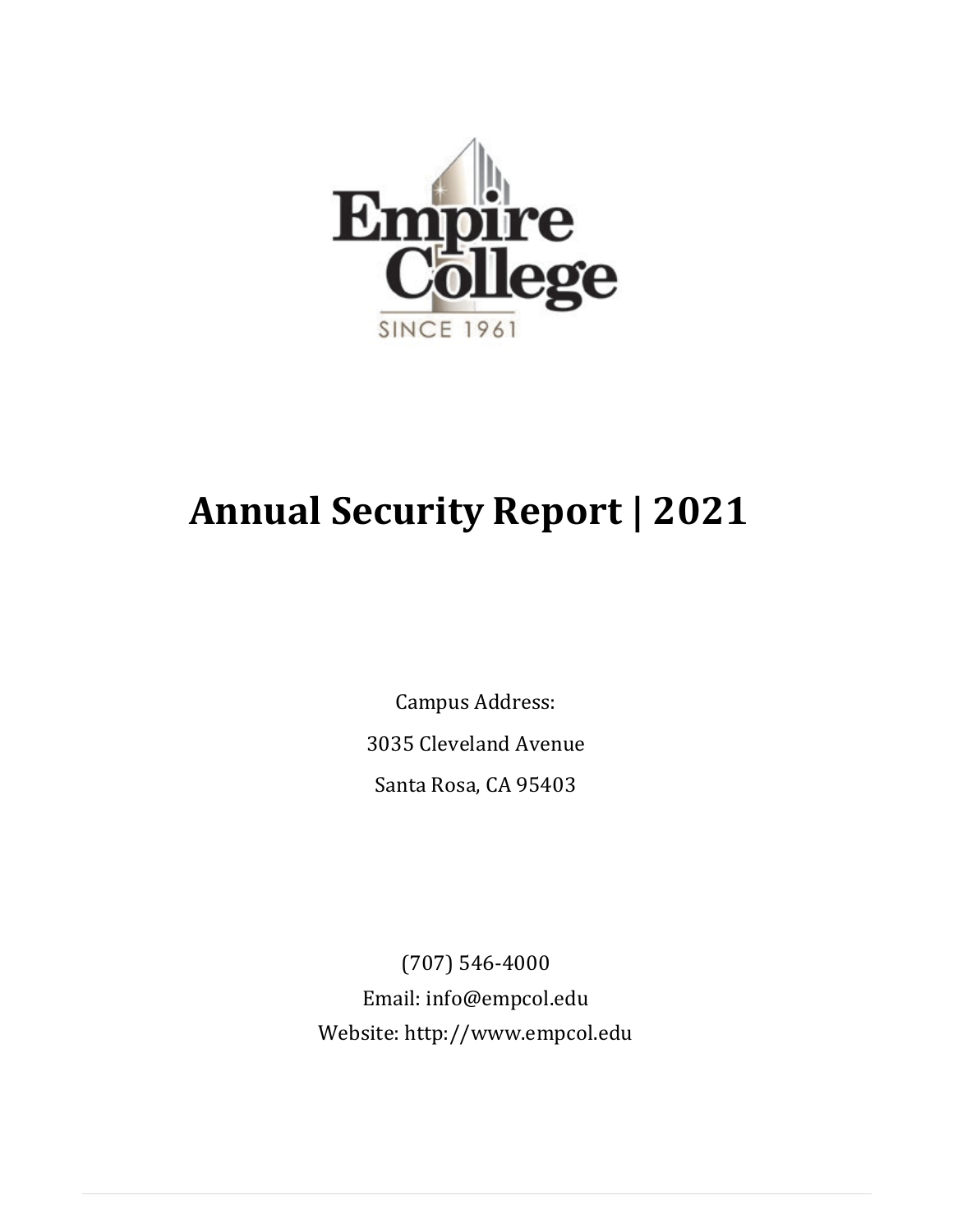Empire College

SINCE 1961

# Annual Security Report | 2021

Campus Address:

3035 Cleveland Avenue

Santa Rosa, CA 95403

(707) 546-4000

Email: info@empcol.edu

Website: http://www.empcol.edu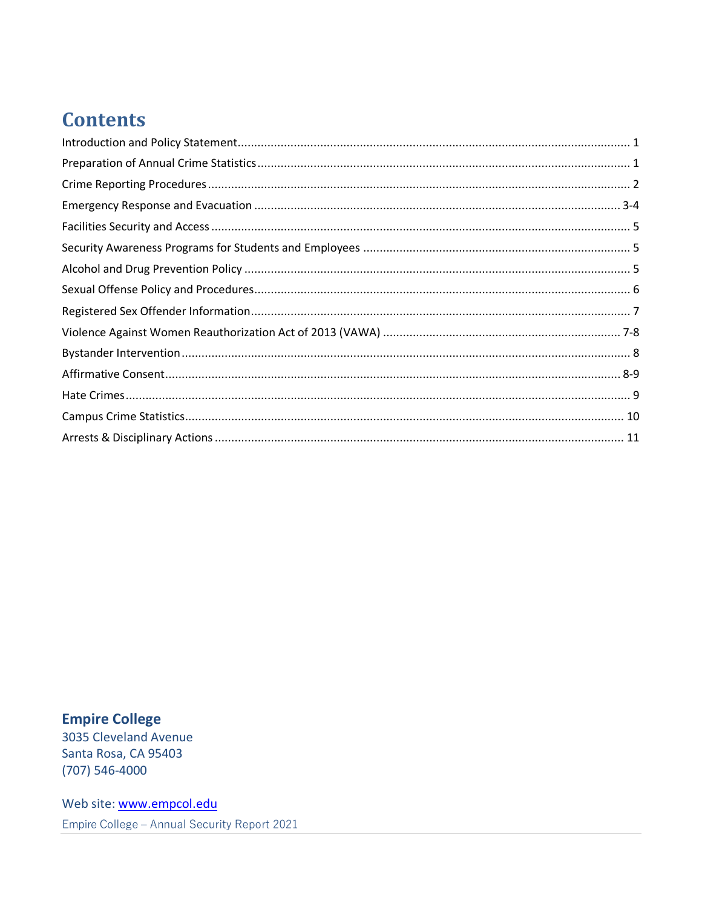# Contents

Introduction and Policy Statement ..... 1
Preparation of Annual Crime Statistics ..... 1
Crime Reporting Procedures ..... 2
Emergency Response and Evacuation ..... 3-4
Facilities Security and Access ..... 5
Security Awareness Programs for Students and Employees ..... 5
Alcohol and Drug Prevention Policy ..... 5
Sexual Offense Policy and Procedures ..... 6
Registered Sex Offender Information ..... 7
Violence Against Women Reauthorization Act of 2013 (VAWA) ..... 7-8
Bystander Intervention ..... 8
Affirmative Consent ..... 8-9
Hate Crimes ..... 9
Campus Crime Statistics ..... 10
Arrests & Disciplinary Actions ..... 11

**Empire College**
3035 Cleveland Avenue
Santa Rosa, CA 95403
(707) 546-4000

Web site: www.empcol.edu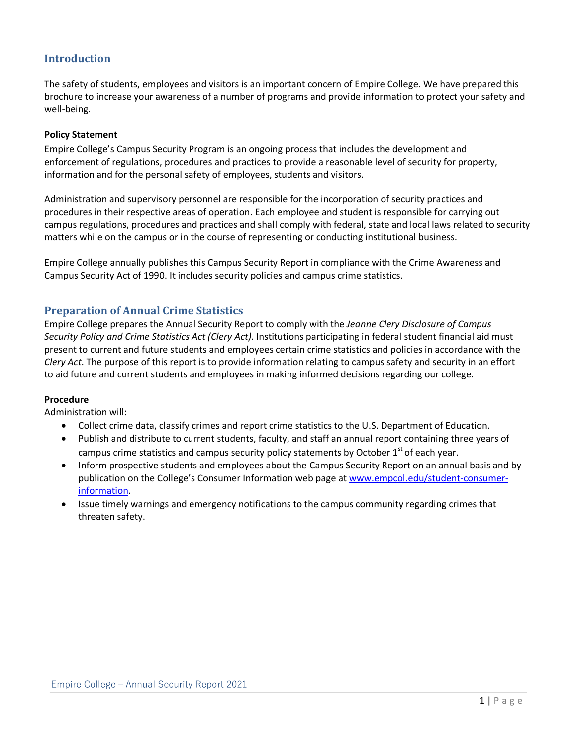## Introduction

The safety of students, employees and visitors is an important concern of Empire College. We have prepared this brochure to increase your awareness of a number of programs and provide information to protect your safety and well-being.

**Policy Statement**

Empire College's Campus Security Program is an ongoing process that includes the development and enforcement of regulations, procedures and practices to provide a reasonable level of security for property, information and for the personal safety of employees, students and visitors.

Administration and supervisory personnel are responsible for the incorporation of security practices and procedures in their respective areas of operation. Each employee and student is responsible for carrying out campus regulations, procedures and practices and shall comply with federal, state and local laws related to security matters while on the campus or in the course of representing or conducting institutional business.

Empire College annually publishes this Campus Security Report in compliance with the Crime Awareness and Campus Security Act of 1990. It includes security policies and campus crime statistics.

## Preparation of Annual Crime Statistics

Empire College prepares the Annual Security Report to comply with the *Jeanne Clery Disclosure of Campus Security Policy and Crime Statistics Act (Clery Act)*. Institutions participating in federal student financial aid must present to current and future students and employees certain crime statistics and policies in accordance with the *Clery Act*. The purpose of this report is to provide information relating to campus safety and security in an effort to aid future and current students and employees in making informed decisions regarding our college.

**Procedure**

Administration will:

- Collect crime data, classify crimes and report crime statistics to the U.S. Department of Education.
- Publish and distribute to current students, faculty, and staff an annual report containing three years of campus crime statistics and campus security policy statements by October 1st of each year.
- Inform prospective students and employees about the Campus Security Report on an annual basis and by publication on the College's Consumer Information web page at [www.empcol.edu/student-consumer-information](www.empcol.edu/student-consumer-information).
- Issue timely warnings and emergency notifications to the campus community regarding crimes that threaten safety.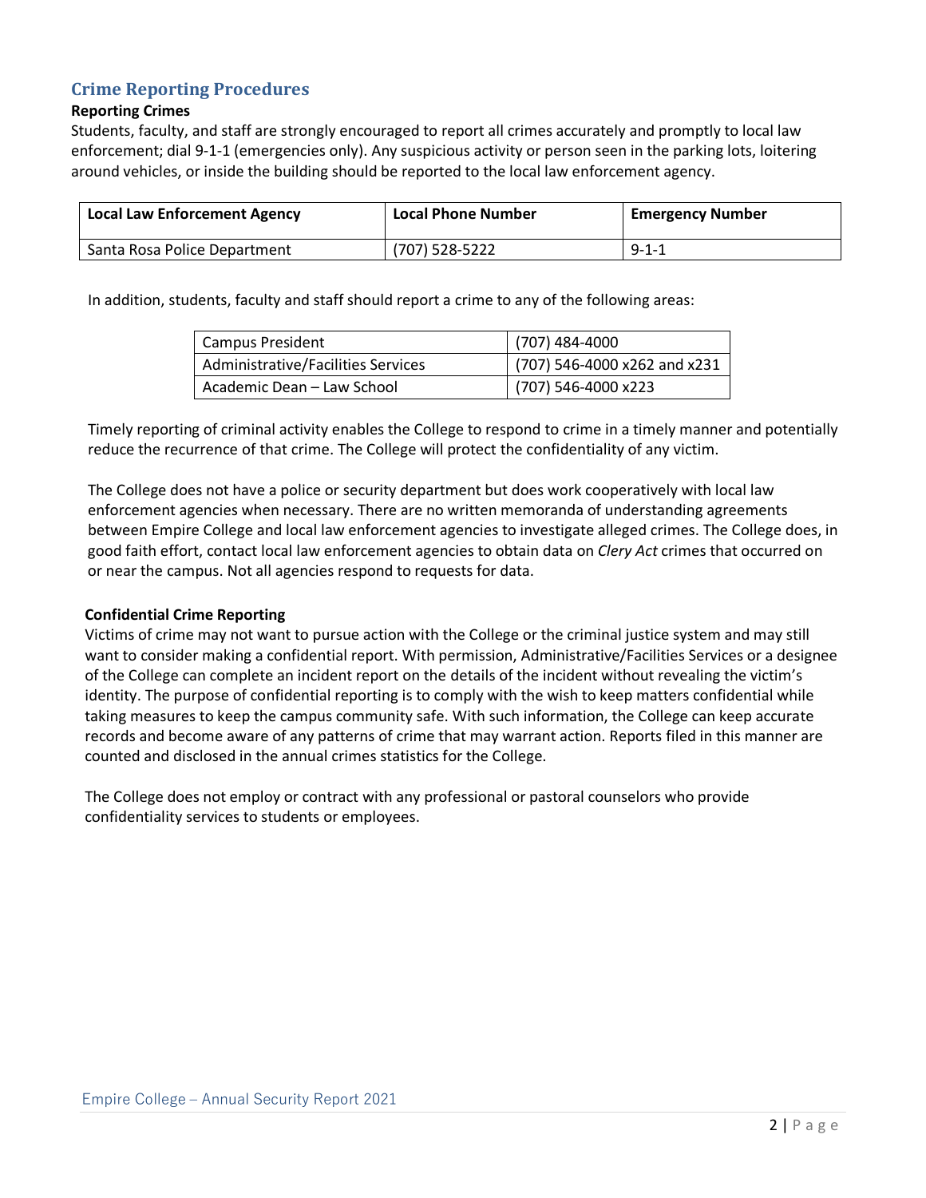## Crime Reporting Procedures

### Reporting Crimes

Students, faculty, and staff are strongly encouraged to report all crimes accurately and promptly to local law enforcement; dial 9-1-1 (emergencies only). Any suspicious activity or person seen in the parking lots, loitering around vehicles, or inside the building should be reported to the local law enforcement agency.

| Local Law Enforcement Agency | Local Phone Number | Emergency Number |
|---|---|---|
| Santa Rosa Police Department | (707) 528-5222 | 9-1-1 |

In addition, students, faculty and staff should report a crime to any of the following areas:

| | |
|---|---|
| Campus President | (707) 484-4000 |
| Administrative/Facilities Services | (707) 546-4000 x262 and x231 |
| Academic Dean – Law School | (707) 546-4000 x223 |

Timely reporting of criminal activity enables the College to respond to crime in a timely manner and potentially reduce the recurrence of that crime. The College will protect the confidentiality of any victim.

The College does not have a police or security department but does work cooperatively with local law enforcement agencies when necessary. There are no written memoranda of understanding agreements between Empire College and local law enforcement agencies to investigate alleged crimes. The College does, in good faith effort, contact local law enforcement agencies to obtain data on *Clery Act* crimes that occurred on or near the campus. Not all agencies respond to requests for data.

### Confidential Crime Reporting

Victims of crime may not want to pursue action with the College or the criminal justice system and may still want to consider making a confidential report. With permission, Administrative/Facilities Services or a designee of the College can complete an incident report on the details of the incident without revealing the victim's identity. The purpose of confidential reporting is to comply with the wish to keep matters confidential while taking measures to keep the campus community safe. With such information, the College can keep accurate records and become aware of any patterns of crime that may warrant action. Reports filed in this manner are counted and disclosed in the annual crimes statistics for the College.

The College does not employ or contract with any professional or pastoral counselors who provide confidentiality services to students or employees.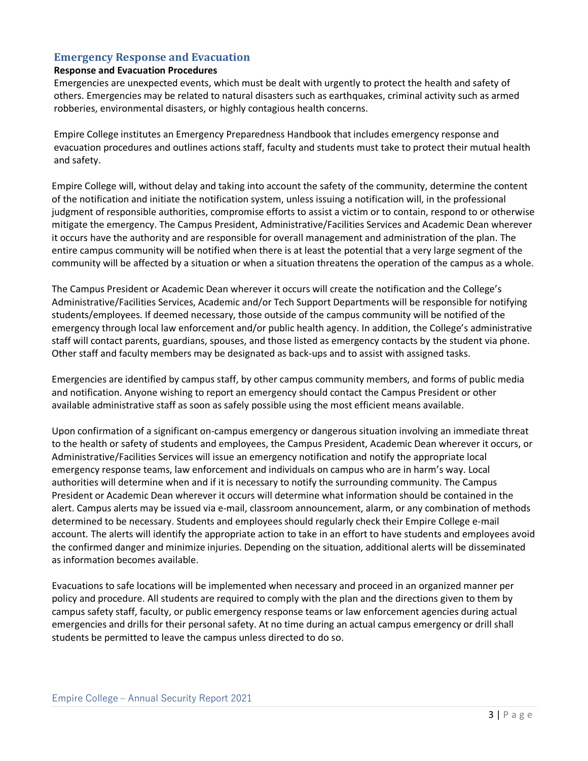## Emergency Response and Evacuation

### Response and Evacuation Procedures

Emergencies are unexpected events, which must be dealt with urgently to protect the health and safety of others. Emergencies may be related to natural disasters such as earthquakes, criminal activity such as armed robberies, environmental disasters, or highly contagious health concerns.

Empire College institutes an Emergency Preparedness Handbook that includes emergency response and evacuation procedures and outlines actions staff, faculty and students must take to protect their mutual health and safety.

Empire College will, without delay and taking into account the safety of the community, determine the content of the notification and initiate the notification system, unless issuing a notification will, in the professional judgment of responsible authorities, compromise efforts to assist a victim or to contain, respond to or otherwise mitigate the emergency. The Campus President, Administrative/Facilities Services and Academic Dean wherever it occurs have the authority and are responsible for overall management and administration of the plan. The entire campus community will be notified when there is at least the potential that a very large segment of the community will be affected by a situation or when a situation threatens the operation of the campus as a whole.

The Campus President or Academic Dean wherever it occurs will create the notification and the College's Administrative/Facilities Services, Academic and/or Tech Support Departments will be responsible for notifying students/employees. If deemed necessary, those outside of the campus community will be notified of the emergency through local law enforcement and/or public health agency. In addition, the College's administrative staff will contact parents, guardians, spouses, and those listed as emergency contacts by the student via phone. Other staff and faculty members may be designated as back-ups and to assist with assigned tasks.

Emergencies are identified by campus staff, by other campus community members, and forms of public media and notification. Anyone wishing to report an emergency should contact the Campus President or other available administrative staff as soon as safely possible using the most efficient means available.

Upon confirmation of a significant on-campus emergency or dangerous situation involving an immediate threat to the health or safety of students and employees, the Campus President, Academic Dean wherever it occurs, or Administrative/Facilities Services will issue an emergency notification and notify the appropriate local emergency response teams, law enforcement and individuals on campus who are in harm's way. Local authorities will determine when and if it is necessary to notify the surrounding community. The Campus President or Academic Dean wherever it occurs will determine what information should be contained in the alert. Campus alerts may be issued via e-mail, classroom announcement, alarm, or any combination of methods determined to be necessary. Students and employees should regularly check their Empire College e-mail account. The alerts will identify the appropriate action to take in an effort to have students and employees avoid the confirmed danger and minimize injuries. Depending on the situation, additional alerts will be disseminated as information becomes available.

Evacuations to safe locations will be implemented when necessary and proceed in an organized manner per policy and procedure. All students are required to comply with the plan and the directions given to them by campus safety staff, faculty, or public emergency response teams or law enforcement agencies during actual emergencies and drills for their personal safety. At no time during an actual campus emergency or drill shall students be permitted to leave the campus unless directed to do so.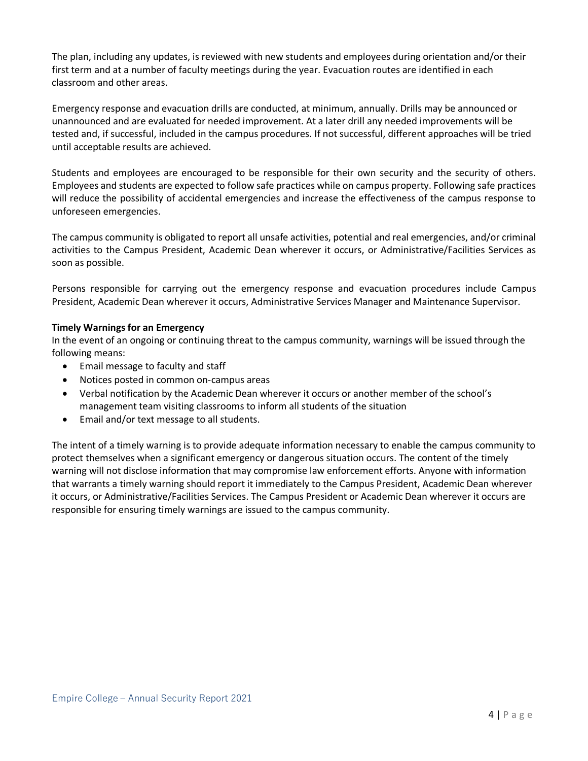The plan, including any updates, is reviewed with new students and employees during orientation and/or their first term and at a number of faculty meetings during the year. Evacuation routes are identified in each classroom and other areas.

Emergency response and evacuation drills are conducted, at minimum, annually. Drills may be announced or unannounced and are evaluated for needed improvement. At a later drill any needed improvements will be tested and, if successful, included in the campus procedures. If not successful, different approaches will be tried until acceptable results are achieved.

Students and employees are encouraged to be responsible for their own security and the security of others. Employees and students are expected to follow safe practices while on campus property. Following safe practices will reduce the possibility of accidental emergencies and increase the effectiveness of the campus response to unforeseen emergencies.

The campus community is obligated to report all unsafe activities, potential and real emergencies, and/or criminal activities to the Campus President, Academic Dean wherever it occurs, or Administrative/Facilities Services as soon as possible.

Persons responsible for carrying out the emergency response and evacuation procedures include Campus President, Academic Dean wherever it occurs, Administrative Services Manager and Maintenance Supervisor.

**Timely Warnings for an Emergency**

In the event of an ongoing or continuing threat to the campus community, warnings will be issued through the following means:

- Email message to faculty and staff
- Notices posted in common on-campus areas
- Verbal notification by the Academic Dean wherever it occurs or another member of the school's management team visiting classrooms to inform all students of the situation
- Email and/or text message to all students.

The intent of a timely warning is to provide adequate information necessary to enable the campus community to protect themselves when a significant emergency or dangerous situation occurs. The content of the timely warning will not disclose information that may compromise law enforcement efforts. Anyone with information that warrants a timely warning should report it immediately to the Campus President, Academic Dean wherever it occurs, or Administrative/Facilities Services. The Campus President or Academic Dean wherever it occurs are responsible for ensuring timely warnings are issued to the campus community.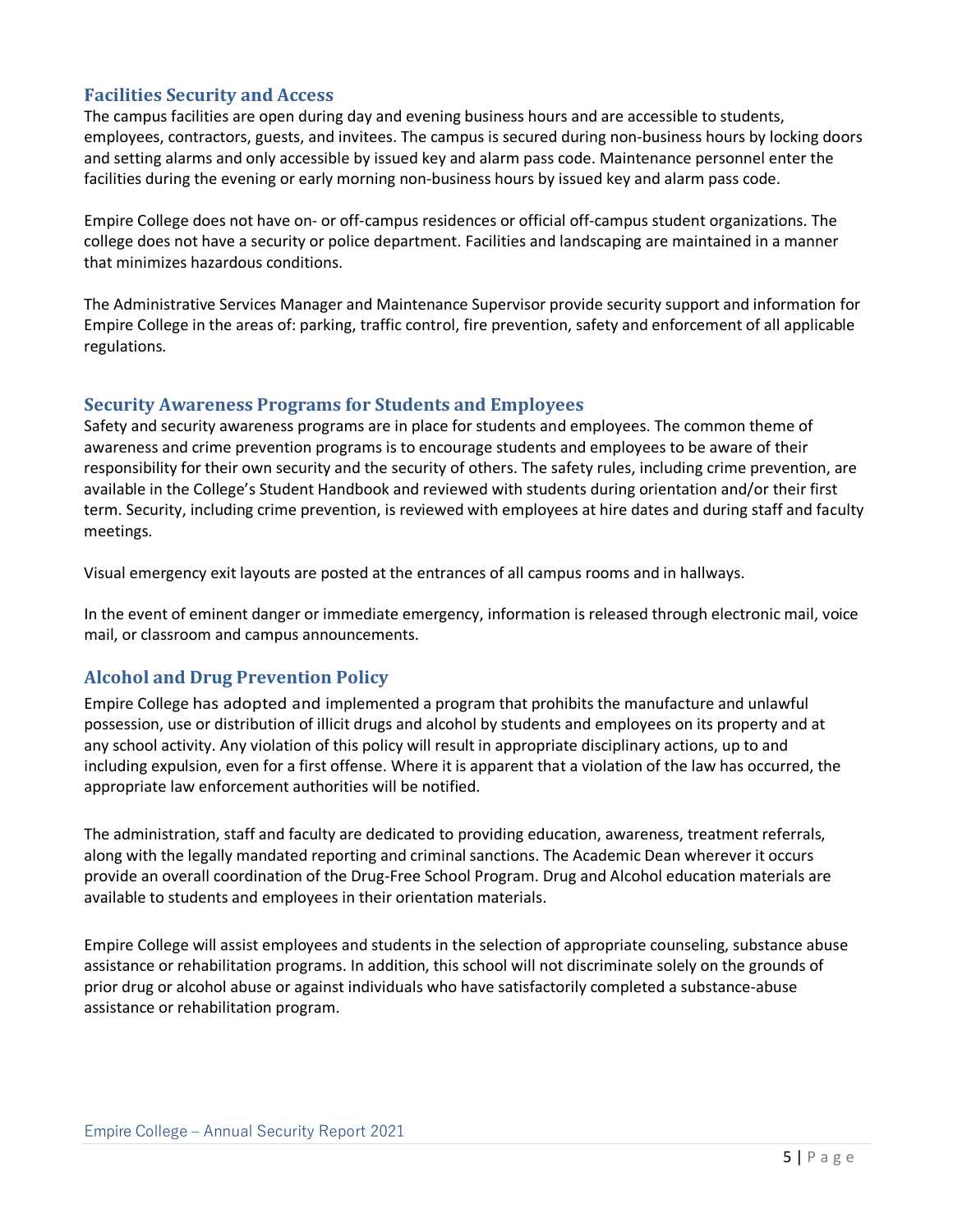## Facilities Security and Access

The campus facilities are open during day and evening business hours and are accessible to students, employees, contractors, guests, and invitees. The campus is secured during non-business hours by locking doors and setting alarms and only accessible by issued key and alarm pass code. Maintenance personnel enter the facilities during the evening or early morning non-business hours by issued key and alarm pass code.

Empire College does not have on- or off-campus residences or official off-campus student organizations. The college does not have a security or police department. Facilities and landscaping are maintained in a manner that minimizes hazardous conditions.

The Administrative Services Manager and Maintenance Supervisor provide security support and information for Empire College in the areas of: parking, traffic control, fire prevention, safety and enforcement of all applicable regulations.

## Security Awareness Programs for Students and Employees

Safety and security awareness programs are in place for students and employees. The common theme of awareness and crime prevention programs is to encourage students and employees to be aware of their responsibility for their own security and the security of others. The safety rules, including crime prevention, are available in the College's Student Handbook and reviewed with students during orientation and/or their first term. Security, including crime prevention, is reviewed with employees at hire dates and during staff and faculty meetings.

Visual emergency exit layouts are posted at the entrances of all campus rooms and in hallways.

In the event of eminent danger or immediate emergency, information is released through electronic mail, voice mail, or classroom and campus announcements.

## Alcohol and Drug Prevention Policy

Empire College has adopted and implemented a program that prohibits the manufacture and unlawful possession, use or distribution of illicit drugs and alcohol by students and employees on its property and at any school activity. Any violation of this policy will result in appropriate disciplinary actions, up to and including expulsion, even for a first offense. Where it is apparent that a violation of the law has occurred, the appropriate law enforcement authorities will be notified.

The administration, staff and faculty are dedicated to providing education, awareness, treatment referrals, along with the legally mandated reporting and criminal sanctions. The Academic Dean wherever it occurs provide an overall coordination of the Drug-Free School Program. Drug and Alcohol education materials are available to students and employees in their orientation materials.

Empire College will assist employees and students in the selection of appropriate counseling, substance abuse assistance or rehabilitation programs. In addition, this school will not discriminate solely on the grounds of prior drug or alcohol abuse or against individuals who have satisfactorily completed a substance-abuse assistance or rehabilitation program.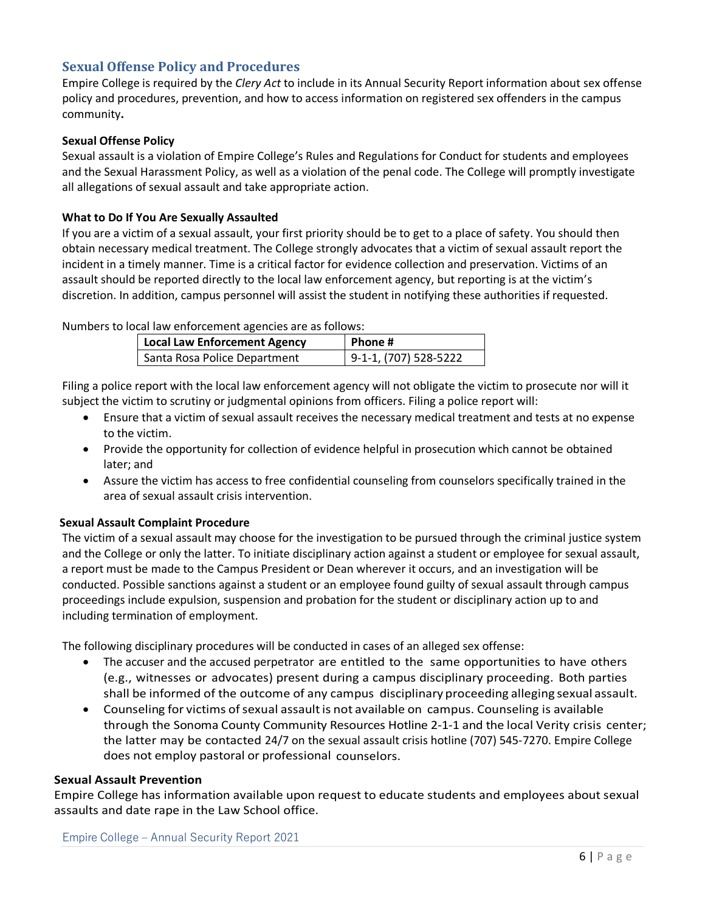## Sexual Offense Policy and Procedures

Empire College is required by the *Clery Act* to include in its Annual Security Report information about sex offense policy and procedures, prevention, and how to access information on registered sex offenders in the campus community**.**

### Sexual Offense Policy

Sexual assault is a violation of Empire College's Rules and Regulations for Conduct for students and employees and the Sexual Harassment Policy, as well as a violation of the penal code. The College will promptly investigate all allegations of sexual assault and take appropriate action.

### What to Do If You Are Sexually Assaulted

If you are a victim of a sexual assault, your first priority should be to get to a place of safety. You should then obtain necessary medical treatment. The College strongly advocates that a victim of sexual assault report the incident in a timely manner. Time is a critical factor for evidence collection and preservation. Victims of an assault should be reported directly to the local law enforcement agency, but reporting is at the victim's discretion. In addition, campus personnel will assist the student in notifying these authorities if requested.

Numbers to local law enforcement agencies are as follows:

| Local Law Enforcement Agency | Phone # |
|---|---|
| Santa Rosa Police Department | 9-1-1, (707) 528-5222 |

Filing a police report with the local law enforcement agency will not obligate the victim to prosecute nor will it subject the victim to scrutiny or judgmental opinions from officers. Filing a police report will:

- Ensure that a victim of sexual assault receives the necessary medical treatment and tests at no expense to the victim.
- Provide the opportunity for collection of evidence helpful in prosecution which cannot be obtained later; and
- Assure the victim has access to free confidential counseling from counselors specifically trained in the area of sexual assault crisis intervention.

### Sexual Assault Complaint Procedure

The victim of a sexual assault may choose for the investigation to be pursued through the criminal justice system and the College or only the latter. To initiate disciplinary action against a student or employee for sexual assault, a report must be made to the Campus President or Dean wherever it occurs, and an investigation will be conducted. Possible sanctions against a student or an employee found guilty of sexual assault through campus proceedings include expulsion, suspension and probation for the student or disciplinary action up to and including termination of employment.

The following disciplinary procedures will be conducted in cases of an alleged sex offense:

- The accuser and the accused perpetrator are entitled to the same opportunities to have others (e.g., witnesses or advocates) present during a campus disciplinary proceeding. Both parties shall be informed of the outcome of any campus disciplinary proceeding alleging sexual assault.
- Counseling for victims of sexual assault is not available on campus. Counseling is available through the Sonoma County Community Resources Hotline 2-1-1 and the local Verity crisis center; the latter may be contacted 24/7 on the sexual assault crisis hotline (707) 545-7270. Empire College does not employ pastoral or professional counselors.

### Sexual Assault Prevention

Empire College has information available upon request to educate students and employees about sexual assaults and date rape in the Law School office.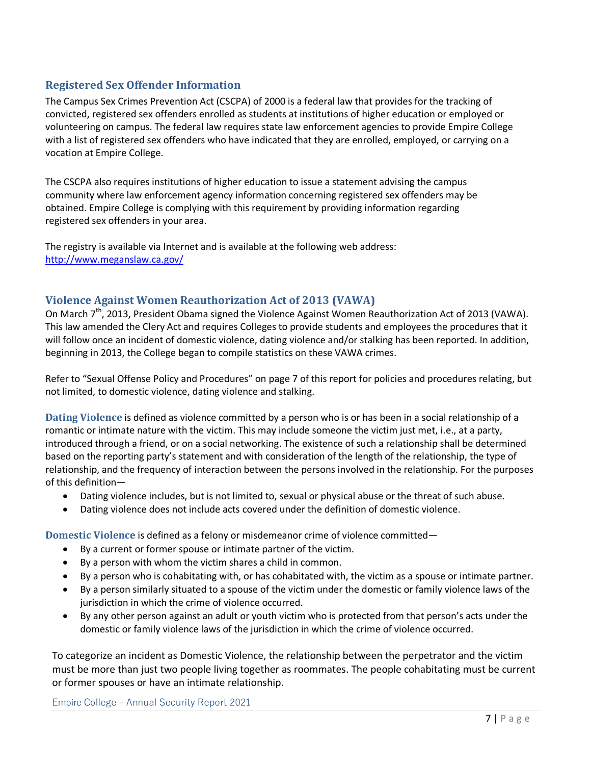## Registered Sex Offender Information

The Campus Sex Crimes Prevention Act (CSCPA) of 2000 is a federal law that provides for the tracking of convicted, registered sex offenders enrolled as students at institutions of higher education or employed or volunteering on campus. The federal law requires state law enforcement agencies to provide Empire College with a list of registered sex offenders who have indicated that they are enrolled, employed, or carrying on a vocation at Empire College.

The CSCPA also requires institutions of higher education to issue a statement advising the campus community where law enforcement agency information concerning registered sex offenders may be obtained. Empire College is complying with this requirement by providing information regarding registered sex offenders in your area.

The registry is available via Internet and is available at the following web address: http://www.meganslaw.ca.gov/

## Violence Against Women Reauthorization Act of 2013 (VAWA)

On March 7th, 2013, President Obama signed the Violence Against Women Reauthorization Act of 2013 (VAWA). This law amended the Clery Act and requires Colleges to provide students and employees the procedures that it will follow once an incident of domestic violence, dating violence and/or stalking has been reported. In addition, beginning in 2013, the College began to compile statistics on these VAWA crimes.

Refer to "Sexual Offense Policy and Procedures" on page 7 of this report for policies and procedures relating, but not limited, to domestic violence, dating violence and stalking.

**Dating Violence** is defined as violence committed by a person who is or has been in a social relationship of a romantic or intimate nature with the victim. This may include someone the victim just met, i.e., at a party, introduced through a friend, or on a social networking. The existence of such a relationship shall be determined based on the reporting party's statement and with consideration of the length of the relationship, the type of relationship, and the frequency of interaction between the persons involved in the relationship. For the purposes of this definition—

- Dating violence includes, but is not limited to, sexual or physical abuse or the threat of such abuse.
- Dating violence does not include acts covered under the definition of domestic violence.

**Domestic Violence** is defined as a felony or misdemeanor crime of violence committed—

- By a current or former spouse or intimate partner of the victim.
- By a person with whom the victim shares a child in common.
- By a person who is cohabitating with, or has cohabitated with, the victim as a spouse or intimate partner.
- By a person similarly situated to a spouse of the victim under the domestic or family violence laws of the jurisdiction in which the crime of violence occurred.
- By any other person against an adult or youth victim who is protected from that person's acts under the domestic or family violence laws of the jurisdiction in which the crime of violence occurred.

To categorize an incident as Domestic Violence, the relationship between the perpetrator and the victim must be more than just two people living together as roommates. The people cohabitating must be current or former spouses or have an intimate relationship.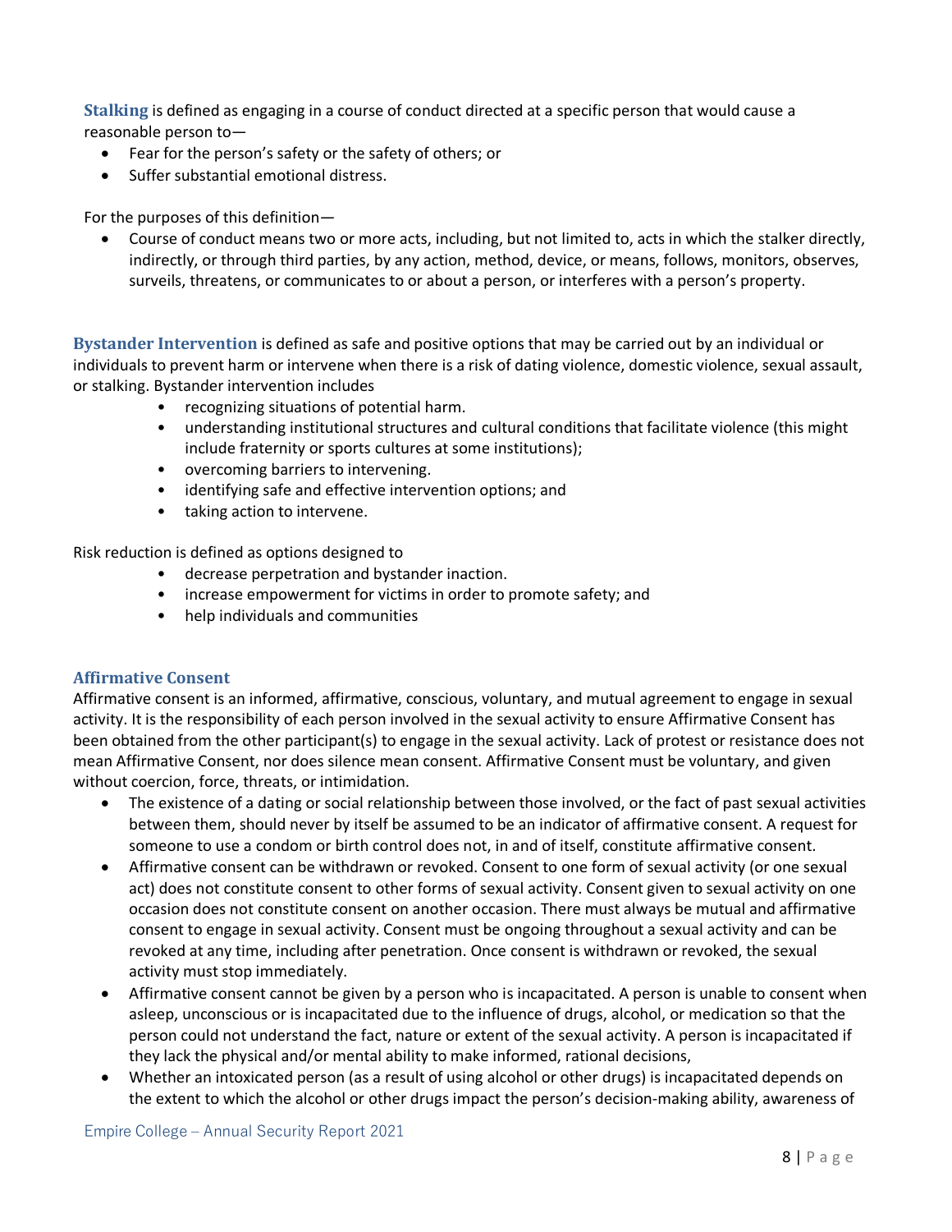**Stalking** is defined as engaging in a course of conduct directed at a specific person that would cause a reasonable person to—

- Fear for the person's safety or the safety of others; or
- Suffer substantial emotional distress.

For the purposes of this definition—

- Course of conduct means two or more acts, including, but not limited to, acts in which the stalker directly, indirectly, or through third parties, by any action, method, device, or means, follows, monitors, observes, surveils, threatens, or communicates to or about a person, or interferes with a person's property.

**Bystander Intervention** is defined as safe and positive options that may be carried out by an individual or individuals to prevent harm or intervene when there is a risk of dating violence, domestic violence, sexual assault, or stalking. Bystander intervention includes

- recognizing situations of potential harm.
- understanding institutional structures and cultural conditions that facilitate violence (this might include fraternity or sports cultures at some institutions);
- overcoming barriers to intervening.
- identifying safe and effective intervention options; and
- taking action to intervene.

Risk reduction is defined as options designed to

- decrease perpetration and bystander inaction.
- increase empowerment for victims in order to promote safety; and
- help individuals and communities

### Affirmative Consent

Affirmative consent is an informed, affirmative, conscious, voluntary, and mutual agreement to engage in sexual activity. It is the responsibility of each person involved in the sexual activity to ensure Affirmative Consent has been obtained from the other participant(s) to engage in the sexual activity. Lack of protest or resistance does not mean Affirmative Consent, nor does silence mean consent. Affirmative Consent must be voluntary, and given without coercion, force, threats, or intimidation.

- The existence of a dating or social relationship between those involved, or the fact of past sexual activities between them, should never by itself be assumed to be an indicator of affirmative consent. A request for someone to use a condom or birth control does not, in and of itself, constitute affirmative consent.
- Affirmative consent can be withdrawn or revoked. Consent to one form of sexual activity (or one sexual act) does not constitute consent to other forms of sexual activity. Consent given to sexual activity on one occasion does not constitute consent on another occasion. There must always be mutual and affirmative consent to engage in sexual activity. Consent must be ongoing throughout a sexual activity and can be revoked at any time, including after penetration. Once consent is withdrawn or revoked, the sexual activity must stop immediately.
- Affirmative consent cannot be given by a person who is incapacitated. A person is unable to consent when asleep, unconscious or is incapacitated due to the influence of drugs, alcohol, or medication so that the person could not understand the fact, nature or extent of the sexual activity. A person is incapacitated if they lack the physical and/or mental ability to make informed, rational decisions,
- Whether an intoxicated person (as a result of using alcohol or other drugs) is incapacitated depends on the extent to which the alcohol or other drugs impact the person's decision-making ability, awareness of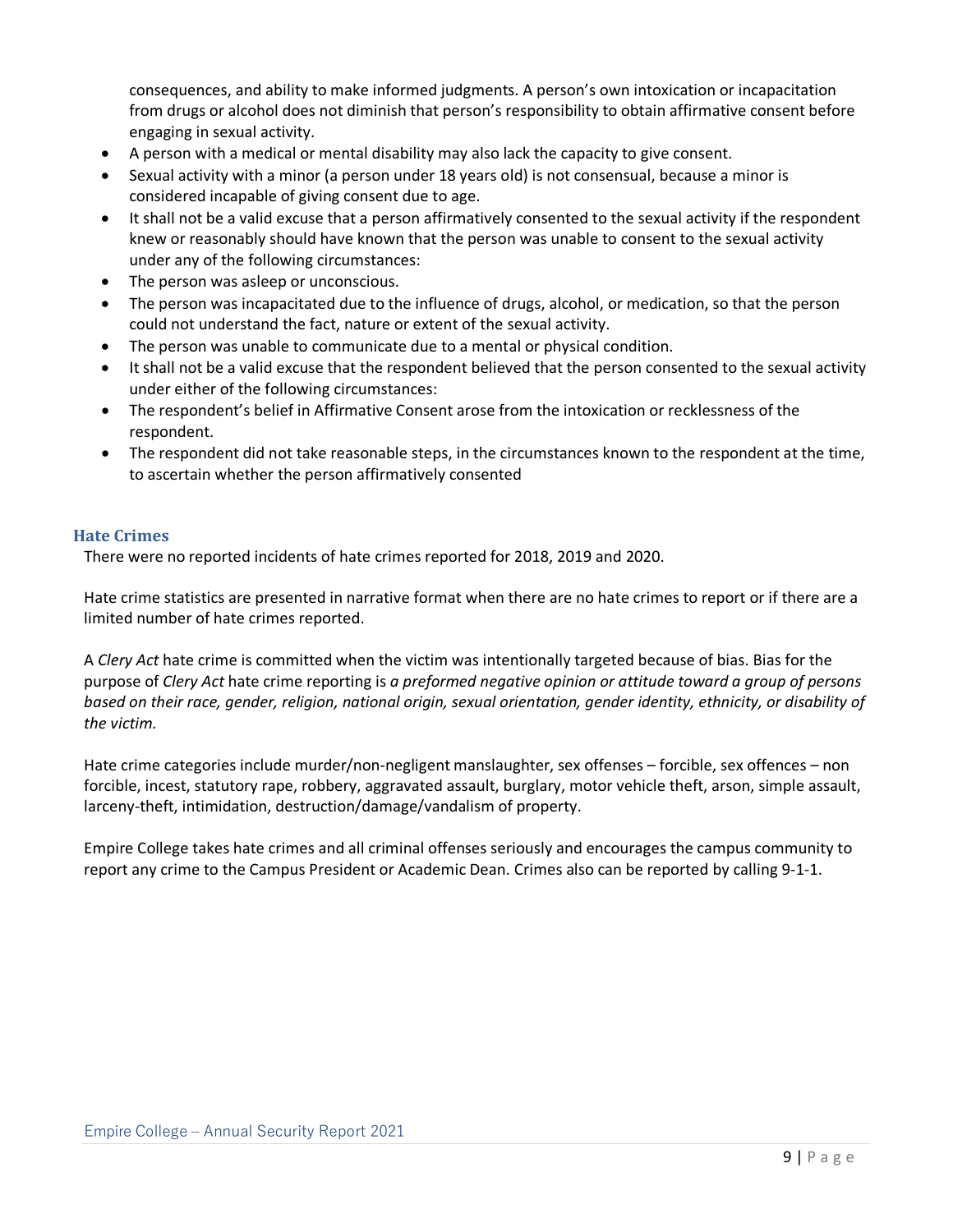consequences, and ability to make informed judgments. A person's own intoxication or incapacitation from drugs or alcohol does not diminish that person's responsibility to obtain affirmative consent before engaging in sexual activity.

- A person with a medical or mental disability may also lack the capacity to give consent.
- Sexual activity with a minor (a person under 18 years old) is not consensual, because a minor is considered incapable of giving consent due to age.
- It shall not be a valid excuse that a person affirmatively consented to the sexual activity if the respondent knew or reasonably should have known that the person was unable to consent to the sexual activity under any of the following circumstances:
- The person was asleep or unconscious.
- The person was incapacitated due to the influence of drugs, alcohol, or medication, so that the person could not understand the fact, nature or extent of the sexual activity.
- The person was unable to communicate due to a mental or physical condition.
- It shall not be a valid excuse that the respondent believed that the person consented to the sexual activity under either of the following circumstances:
- The respondent's belief in Affirmative Consent arose from the intoxication or recklessness of the respondent.
- The respondent did not take reasonable steps, in the circumstances known to the respondent at the time, to ascertain whether the person affirmatively consented

## Hate Crimes

There were no reported incidents of hate crimes reported for 2018, 2019 and 2020.

Hate crime statistics are presented in narrative format when there are no hate crimes to report or if there are a limited number of hate crimes reported.

A *Clery Act* hate crime is committed when the victim was intentionally targeted because of bias. Bias for the purpose of *Clery Act* hate crime reporting is *a preformed negative opinion or attitude toward a group of persons based on their race, gender, religion, national origin, sexual orientation, gender identity, ethnicity, or disability of the victim.*

Hate crime categories include murder/non-negligent manslaughter, sex offenses – forcible, sex offences – non forcible, incest, statutory rape, robbery, aggravated assault, burglary, motor vehicle theft, arson, simple assault, larceny-theft, intimidation, destruction/damage/vandalism of property.

Empire College takes hate crimes and all criminal offenses seriously and encourages the campus community to report any crime to the Campus President or Academic Dean. Crimes also can be reported by calling 9-1-1.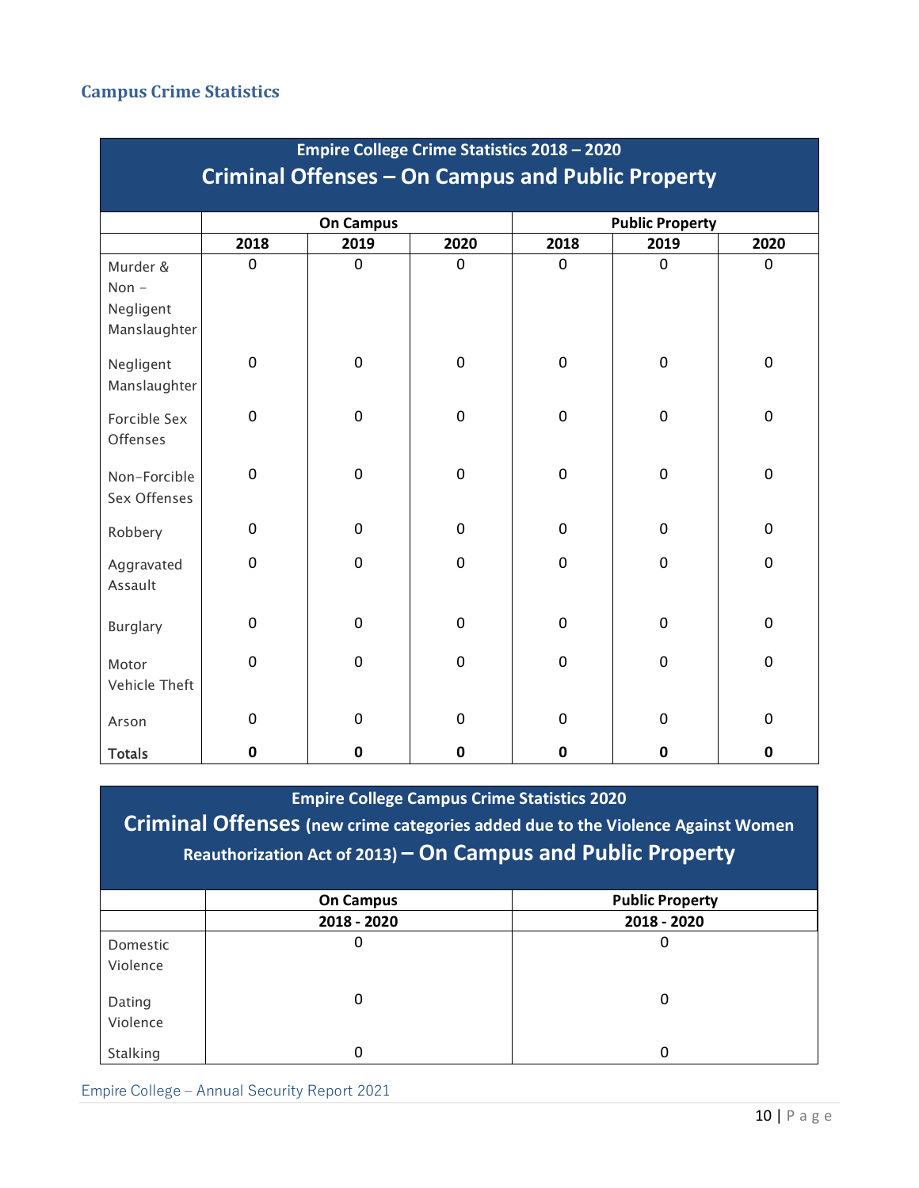## Campus Crime Statistics

| Empire College Crime Statistics 2018 – 2020<br>Criminal Offenses – On Campus and Public Property | | | | | | |
|---|---|---|---|---|---|---|
| | On Campus | | | Public Property | | |
| | 2018 | 2019 | 2020 | 2018 | 2019 | 2020 |
| Murder & Non – Negligent Manslaughter | 0 | 0 | 0 | 0 | 0 | 0 |
| Negligent Manslaughter | 0 | 0 | 0 | 0 | 0 | 0 |
| Forcible Sex Offenses | 0 | 0 | 0 | 0 | 0 | 0 |
| Non-Forcible Sex Offenses | 0 | 0 | 0 | 0 | 0 | 0 |
| Robbery | 0 | 0 | 0 | 0 | 0 | 0 |
| Aggravated Assault | 0 | 0 | 0 | 0 | 0 | 0 |
| Burglary | 0 | 0 | 0 | 0 | 0 | 0 |
| Motor Vehicle Theft | 0 | 0 | 0 | 0 | 0 | 0 |
| Arson | 0 | 0 | 0 | 0 | 0 | 0 |
| **Totals** | **0** | **0** | **0** | **0** | **0** | **0** |

| Empire College Campus Crime Statistics 2020<br>Criminal Offenses (new crime categories added due to the Violence Against Women Reauthorization Act of 2013) – On Campus and Public Property | | |
|---|---|---|
| | On Campus | Public Property |
| | 2018 - 2020 | 2018 - 2020 |
| Domestic Violence | 0 | 0 |
| Dating Violence | 0 | 0 |
| Stalking | 0 | 0 |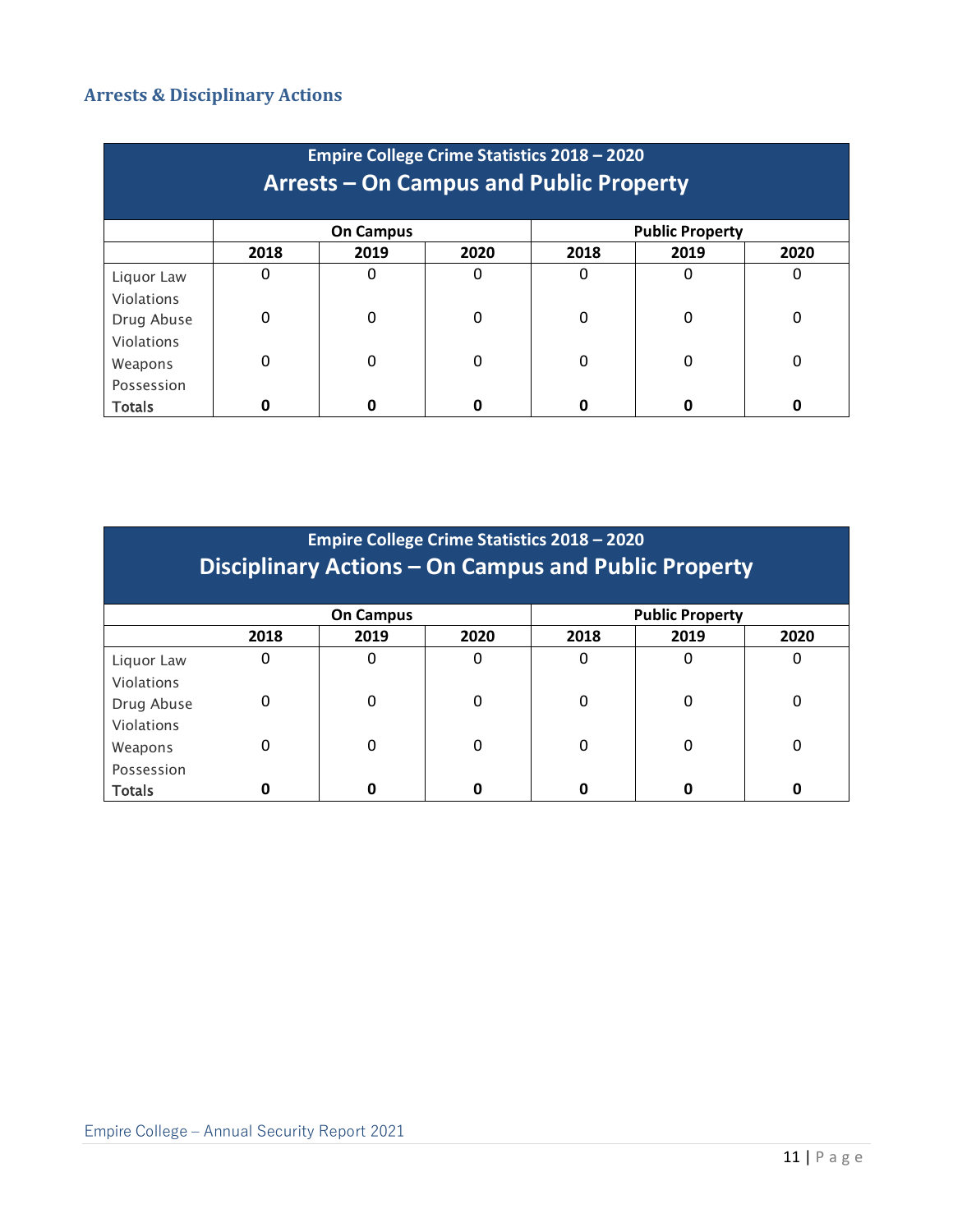## Arrests & Disciplinary Actions

| Empire College Crime Statistics 2018 – 2020<br>Arrests – On Campus and Public Property | | | | | | |
|---|---|---|---|---|---|---|
| | On Campus | | | Public Property | | |
| | 2018 | 2019 | 2020 | 2018 | 2019 | 2020 |
| Liquor Law Violations | 0 | 0 | 0 | 0 | 0 | 0 |
| Drug Abuse Violations | 0 | 0 | 0 | 0 | 0 | 0 |
| Weapons Possession | 0 | 0 | 0 | 0 | 0 | 0 |
| **Totals** | **0** | **0** | **0** | **0** | **0** | **0** |

| Empire College Crime Statistics 2018 – 2020<br>Disciplinary Actions – On Campus and Public Property | | | | | | |
|---|---|---|---|---|---|---|
| | On Campus | | | Public Property | | |
| | 2018 | 2019 | 2020 | 2018 | 2019 | 2020 |
| Liquor Law Violations | 0 | 0 | 0 | 0 | 0 | 0 |
| Drug Abuse Violations | 0 | 0 | 0 | 0 | 0 | 0 |
| Weapons Possession | 0 | 0 | 0 | 0 | 0 | 0 |
| **Totals** | **0** | **0** | **0** | **0** | **0** | **0** |